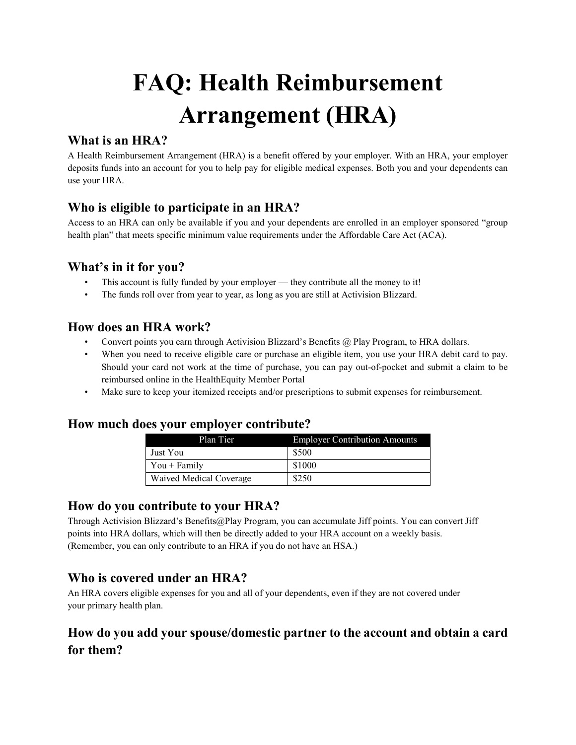# FAQ: Health Reimbursement Arrangement (HRA)

## What is an HRA?

A Health Reimbursement Arrangement (HRA) is a benefit offered by your employer. With an HRA, your employer deposits funds into an account for you to help pay for eligible medical expenses. Both you and your dependents can use your HRA.

## Who is eligible to participate in an HRA?

Access to an HRA can only be available if you and your dependents are enrolled in an employer sponsored "group health plan" that meets specific minimum value requirements under the Affordable Care Act (ACA).

## What's in it for you?

- This account is fully funded by your employer — they contribute all the money to it!
- The funds roll over from year to year, as long as you are still at Activision Blizzard.

## How does an HRA work?

- Convert points you earn through Activision Blizzard's Benefits @ Play Program, to HRA dollars.
- When you need to receive eligible care or purchase an eligible item, you use your HRA debit card to pay. Should your card not work at the time of purchase, you can pay out-of-pocket and submit a claim to be reimbursed online in the HealthEquity Member Portal
- Make sure to keep your itemized receipts and/or prescriptions to submit expenses for reimbursement.

## How much does your employer contribute?

| Plan Tier | Employer Contribution Amounts |
| --- | --- |
| Just You | $500 |
| You + Family | $1000 |
| Waived Medical Coverage | $250 |

## How do you contribute to your HRA?

Through Activision Blizzard's Benefits@Play Program, you can accumulate Jiff points. You can convert Jiff points into HRA dollars, which will then be directly added to your HRA account on a weekly basis. (Remember, you can only contribute to an HRA if you do not have an HSA.)

## Who is covered under an HRA?

An HRA covers eligible expenses for you and all of your dependents, even if they are not covered under your primary health plan.

## How do you add your spouse/domestic partner to the account and obtain a card for them?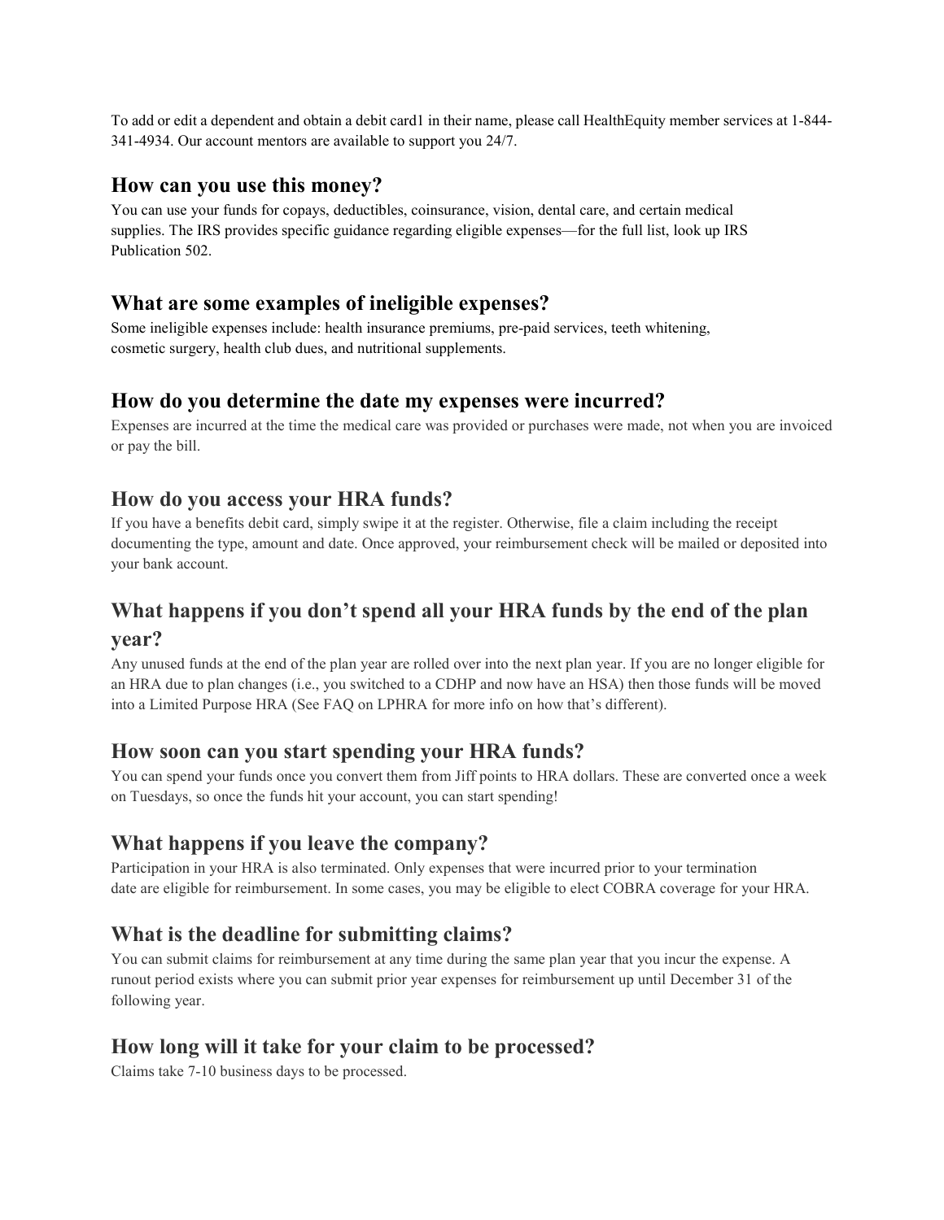To add or edit a dependent and obtain a debit card[1] in their name, please call HealthEquity member services at 1-844-341-4934. Our account mentors are available to support you 24/7.

## How can you use this money?

You can use your funds for copays, deductibles, coinsurance, vision, dental care, and certain medical supplies. The IRS provides specific guidance regarding eligible expenses—for the full list, look up IRS Publication 502.

## What are some examples of ineligible expenses?

Some ineligible expenses include: health insurance premiums, pre-paid services, teeth whitening, cosmetic surgery, health club dues, and nutritional supplements.

## How do you determine the date my expenses were incurred?

Expenses are incurred at the time the medical care was provided or purchases were made, not when you are invoiced or pay the bill.

## How do you access your HRA funds?

If you have a benefits debit card, simply swipe it at the register. Otherwise, file a claim including the receipt documenting the type, amount and date. Once approved, your reimbursement check will be mailed or deposited into your bank account.

## What happens if you don't spend all your HRA funds by the end of the plan year?

Any unused funds at the end of the plan year are rolled over into the next plan year. If you are no longer eligible for an HRA due to plan changes (i.e., you switched to a CDHP and now have an HSA) then those funds will be moved into a Limited Purpose HRA (See FAQ on LPHRA for more info on how that's different).

## How soon can you start spending your HRA funds?

You can spend your funds once you convert them from Jiff points to HRA dollars. These are converted once a week on Tuesdays, so once the funds hit your account, you can start spending!

## What happens if you leave the company?

Participation in your HRA is also terminated. Only expenses that were incurred prior to your termination date are eligible for reimbursement. In some cases, you may be eligible to elect COBRA coverage for your HRA.

## What is the deadline for submitting claims?

You can submit claims for reimbursement at any time during the same plan year that you incur the expense. A runout period exists where you can submit prior year expenses for reimbursement up until December 31 of the following year.

## How long will it take for your claim to be processed?

Claims take 7-10 business days to be processed.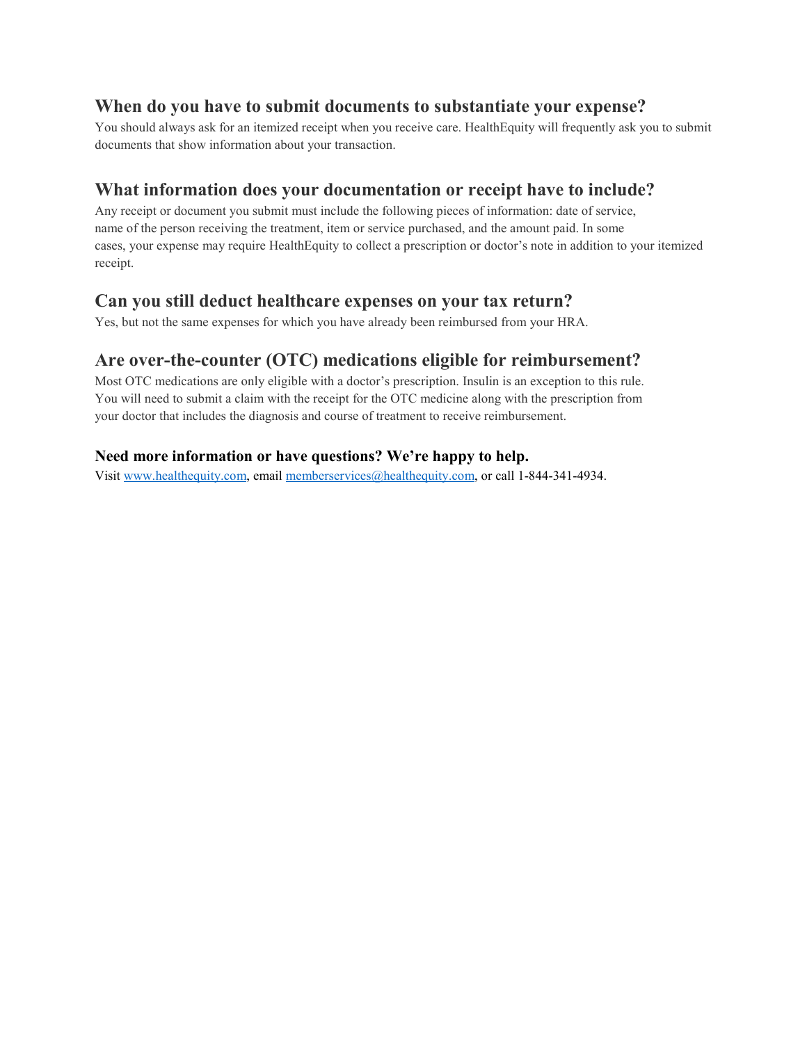## When do you have to submit documents to substantiate your expense?

You should always ask for an itemized receipt when you receive care. HealthEquity will frequently ask you to submit documents that show information about your transaction.

## What information does your documentation or receipt have to include?

Any receipt or document you submit must include the following pieces of information: date of service, name of the person receiving the treatment, item or service purchased, and the amount paid. In some cases, your expense may require HealthEquity to collect a prescription or doctor's note in addition to your itemized receipt.

## Can you still deduct healthcare expenses on your tax return?

Yes, but not the same expenses for which you have already been reimbursed from your HRA.

## Are over-the-counter (OTC) medications eligible for reimbursement?

Most OTC medications are only eligible with a doctor's prescription. Insulin is an exception to this rule. You will need to submit a claim with the receipt for the OTC medicine along with the prescription from your doctor that includes the diagnosis and course of treatment to receive reimbursement.

### Need more information or have questions? We're happy to help.

Visit [www.healthequity.com](http://www.healthequity.com), email [memberservices@healthequity.com](mailto:memberservices@healthequity.com), or call 1-844-341-4934.